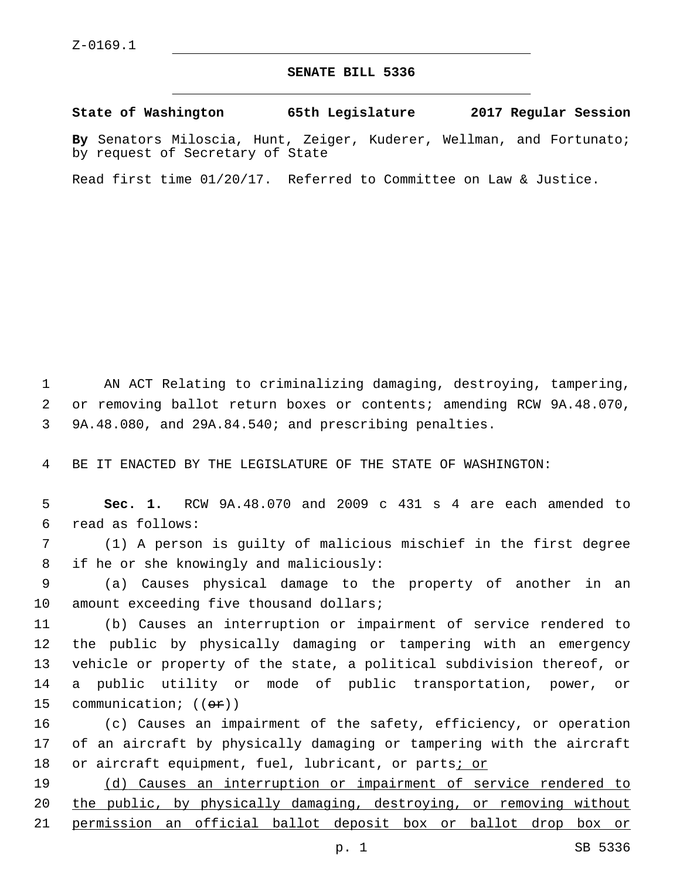Z-0169.1

# SENATE BILL 5336

**State of Washington 65th Legislature 2017 Regular Session**

**By** Senators Miloscia, Hunt, Zeiger, Kuderer, Wellman, and Fortunato; by request of Secretary of State

Read first time 01/20/17. Referred to Committee on Law & Justice.

AN ACT Relating to criminalizing damaging, destroying, tampering, or removing ballot return boxes or contents; amending RCW 9A.48.070, 9A.48.080, and 29A.84.540; and prescribing penalties.

BE IT ENACTED BY THE LEGISLATURE OF THE STATE OF WASHINGTON:

**Sec. 1.** RCW 9A.48.070 and 2009 c 431 s 4 are each amended to read as follows:

(1) A person is guilty of malicious mischief in the first degree if he or she knowingly and maliciously:

(a) Causes physical damage to the property of another in an amount exceeding five thousand dollars;

(b) Causes an interruption or impairment of service rendered to the public by physically damaging or tampering with an emergency vehicle or property of the state, a political subdivision thereof, or a public utility or mode of public transportation, power, or communication; ((~~or~~))

(c) Causes an impairment of the safety, efficiency, or operation of an aircraft by physically damaging or tampering with the aircraft or aircraft equipment, fuel, lubricant, or parts<u>; or</u>

<u>(d) Causes an interruption or impairment of service rendered to the public, by physically damaging, destroying, or removing without permission an official ballot deposit box or ballot drop box or</u>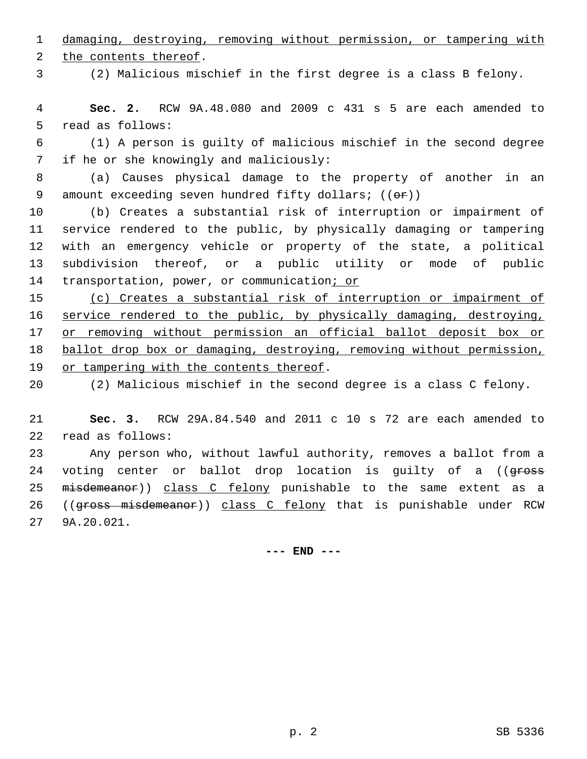damaging, destroying, removing without permission, or tampering with the contents thereof.

(2) Malicious mischief in the first degree is a class B felony.

**Sec. 2.** RCW 9A.48.080 and 2009 c 431 s 5 are each amended to read as follows:

(1) A person is guilty of malicious mischief in the second degree if he or she knowingly and maliciously:

(a) Causes physical damage to the property of another in an amount exceeding seven hundred fifty dollars; ((~~or~~))

(b) Creates a substantial risk of interruption or impairment of service rendered to the public, by physically damaging or tampering with an emergency vehicle or property of the state, a political subdivision thereof, or a public utility or mode of public transportation, power, or communication; or

(c) Creates a substantial risk of interruption or impairment of service rendered to the public, by physically damaging, destroying, or removing without permission an official ballot deposit box or ballot drop box or damaging, destroying, removing without permission, or tampering with the contents thereof.

(2) Malicious mischief in the second degree is a class C felony.

**Sec. 3.** RCW 29A.84.540 and 2011 c 10 s 72 are each amended to read as follows:

Any person who, without lawful authority, removes a ballot from a voting center or ballot drop location is guilty of a ((~~gross misdemeanor~~)) class C felony punishable to the same extent as a ((~~gross misdemeanor~~)) class C felony that is punishable under RCW 9A.20.021.

**--- END ---**